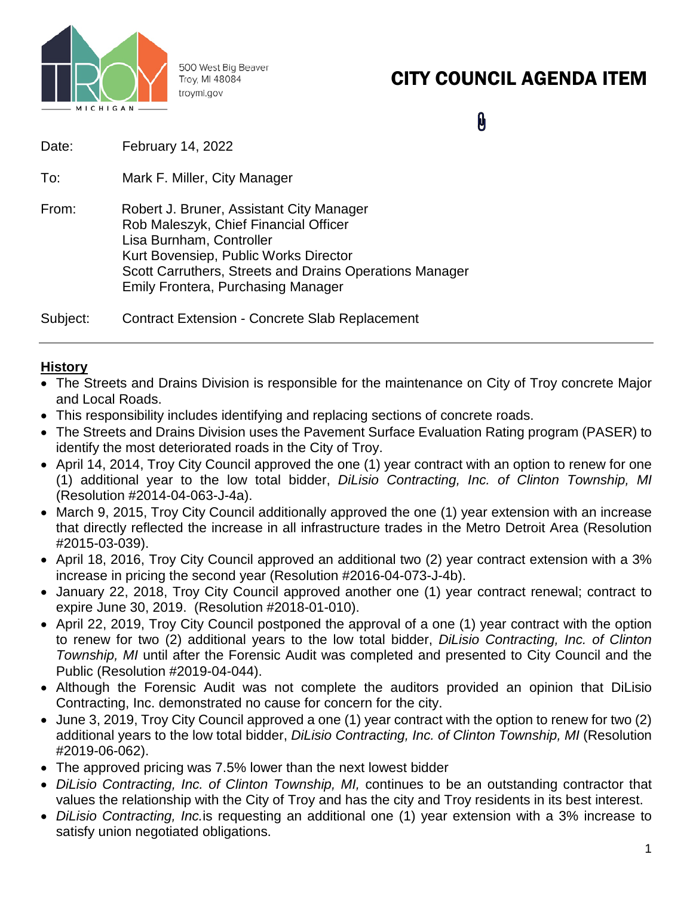500 West Big Beaver
Troy, MI 48084
troymi.gov

# CITY COUNCIL AGENDA ITEM

Date: February 14, 2022

To: Mark F. Miller, City Manager

From: Robert J. Bruner, Assistant City Manager
Rob Maleszyk, Chief Financial Officer
Lisa Burnham, Controller
Kurt Bovensiep, Public Works Director
Scott Carruthers, Streets and Drains Operations Manager
Emily Frontera, Purchasing Manager

Subject: Contract Extension - Concrete Slab Replacement

---

## History

- The Streets and Drains Division is responsible for the maintenance on City of Troy concrete Major and Local Roads.
- This responsibility includes identifying and replacing sections of concrete roads.
- The Streets and Drains Division uses the Pavement Surface Evaluation Rating program (PASER) to identify the most deteriorated roads in the City of Troy.
- April 14, 2014, Troy City Council approved the one (1) year contract with an option to renew for one (1) additional year to the low total bidder, *DiLisio Contracting, Inc. of Clinton Township, MI* (Resolution #2014-04-063-J-4a).
- March 9, 2015, Troy City Council additionally approved the one (1) year extension with an increase that directly reflected the increase in all infrastructure trades in the Metro Detroit Area (Resolution #2015-03-039).
- April 18, 2016, Troy City Council approved an additional two (2) year contract extension with a 3% increase in pricing the second year (Resolution #2016-04-073-J-4b).
- January 22, 2018, Troy City Council approved another one (1) year contract renewal; contract to expire June 30, 2019. (Resolution #2018-01-010).
- April 22, 2019, Troy City Council postponed the approval of a one (1) year contract with the option to renew for two (2) additional years to the low total bidder, *DiLisio Contracting, Inc. of Clinton Township, MI* until after the Forensic Audit was completed and presented to City Council and the Public (Resolution #2019-04-044).
- Although the Forensic Audit was not complete the auditors provided an opinion that DiLisio Contracting, Inc. demonstrated no cause for concern for the city.
- June 3, 2019, Troy City Council approved a one (1) year contract with the option to renew for two (2) additional years to the low total bidder, *DiLisio Contracting, Inc. of Clinton Township, MI* (Resolution #2019-06-062).
- The approved pricing was 7.5% lower than the next lowest bidder
- *DiLisio Contracting, Inc. of Clinton Township, MI,* continues to be an outstanding contractor that values the relationship with the City of Troy and has the city and Troy residents in its best interest.
- *DiLisio Contracting, Inc.* is requesting an additional one (1) year extension with a 3% increase to satisfy union negotiated obligations.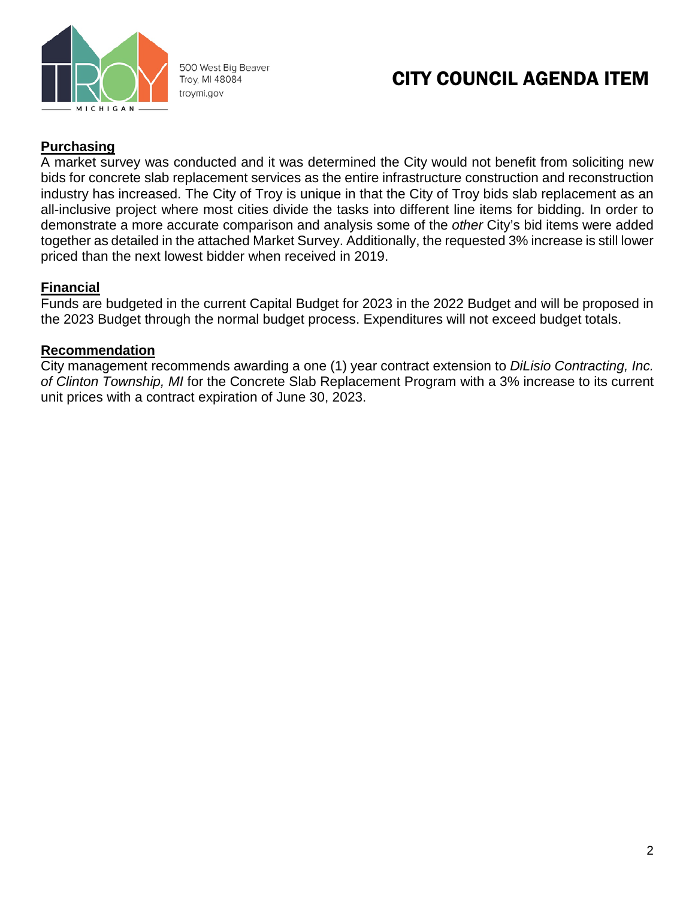# CITY COUNCIL AGENDA ITEM

## Purchasing

A market survey was conducted and it was determined the City would not benefit from soliciting new bids for concrete slab replacement services as the entire infrastructure construction and reconstruction industry has increased. The City of Troy is unique in that the City of Troy bids slab replacement as an all-inclusive project where most cities divide the tasks into different line items for bidding. In order to demonstrate a more accurate comparison and analysis some of the *other* City's bid items were added together as detailed in the attached Market Survey. Additionally, the requested 3% increase is still lower priced than the next lowest bidder when received in 2019.

## Financial

Funds are budgeted in the current Capital Budget for 2023 in the 2022 Budget and will be proposed in the 2023 Budget through the normal budget process. Expenditures will not exceed budget totals.

## Recommendation

City management recommends awarding a one (1) year contract extension to *DiLisio Contracting, Inc. of Clinton Township, MI* for the Concrete Slab Replacement Program with a 3% increase to its current unit prices with a contract expiration of June 30, 2023.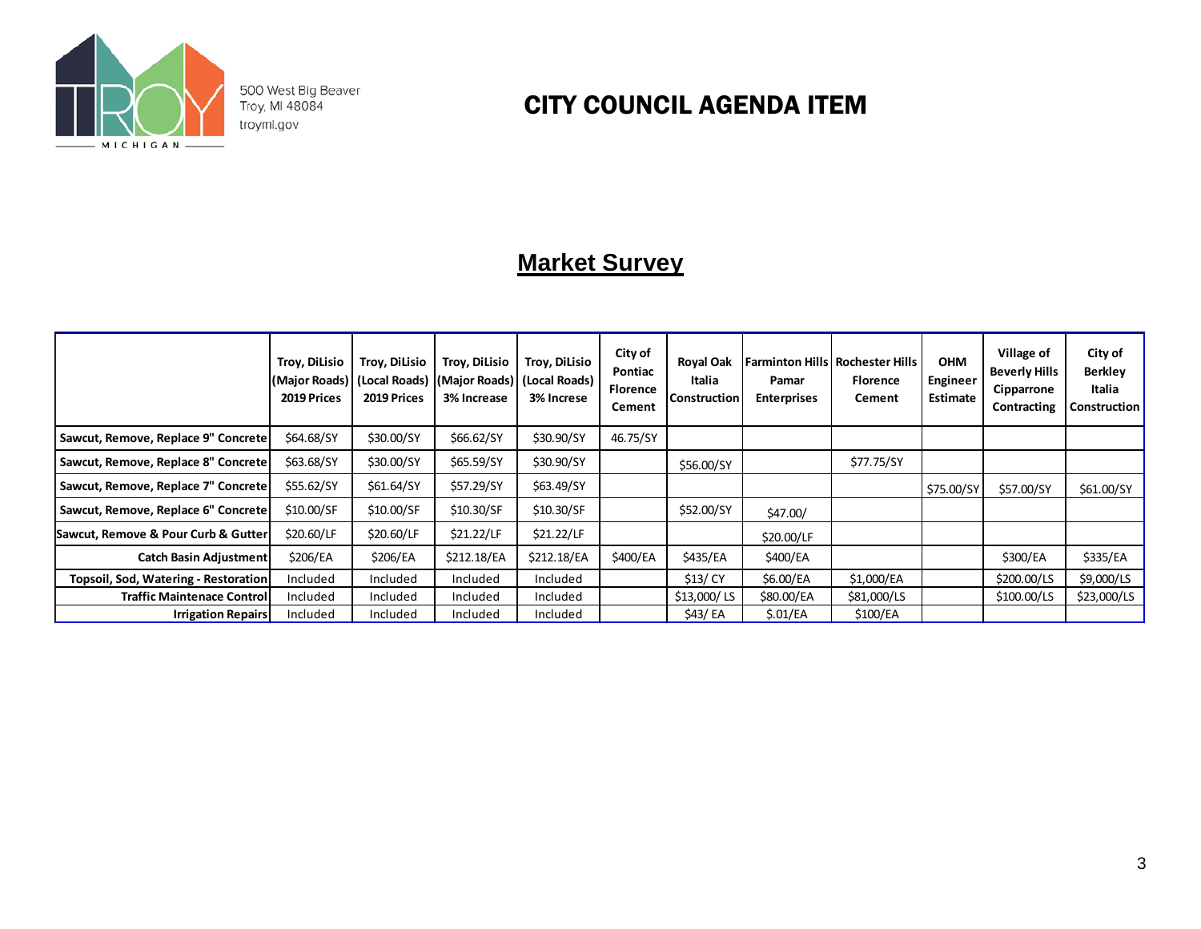500 West Big Beaver
Troy, MI 48084
troymi.gov

# CITY COUNCIL AGENDA ITEM

## Market Survey

| | Troy, DiLisio (Major Roads) 2019 Prices | Troy, DiLisio (Local Roads) 2019 Prices | Troy, DiLisio (Major Roads) 3% Increase | Troy, DiLisio (Local Roads) 3% Increse | City of Pontiac Florence Cement | Royal Oak Italia Construction | Farminton Hills Pamar Enterprises | Rochester Hills Florence Cement | OHM Engineer Estimate | Village of Beverly Hills Cipparrone Contracting | City of Berkley Italia Construction |
|---|---|---|---|---|---|---|---|---|---|---|---|
| Sawcut, Remove, Replace 9" Concrete | $64.68/SY | $30.00/SY | $66.62/SY | $30.90/SY | 46.75/SY | | | | | | |
| Sawcut, Remove, Replace 8" Concrete | $63.68/SY | $30.00/SY | $65.59/SY | $30.90/SY | | $56.00/SY | | $77.75/SY | | | |
| Sawcut, Remove, Replace 7" Concrete | $55.62/SY | $61.64/SY | $57.29/SY | $63.49/SY | | | | | $75.00/SY | $57.00/SY | $61.00/SY |
| Sawcut, Remove, Replace 6" Concrete | $10.00/SF | $10.00/SF | $10.30/SF | $10.30/SF | | $52.00/SY | $47.00/ | | | | |
| Sawcut, Remove & Pour Curb & Gutter | $20.60/LF | $20.60/LF | $21.22/LF | $21.22/LF | | | $20.00/LF | | | | |
| Catch Basin Adjustment | $206/EA | $206/EA | $212.18/EA | $212.18/EA | $400/EA | $435/EA | $400/EA | | | $300/EA | $335/EA |
| Topsoil, Sod, Watering - Restoration | Included | Included | Included | Included | | $13/ CY | $6.00/EA | $1,000/EA | | $200.00/LS | $9,000/LS |
| Traffic Maintenace Control | Included | Included | Included | Included | | $13,000/ LS | $80.00/EA | $81,000/LS | | $100.00/LS | $23,000/LS |
| Irrigation Repairs | Included | Included | Included | Included | | $43/ EA | $.01/EA | $100/EA | | | |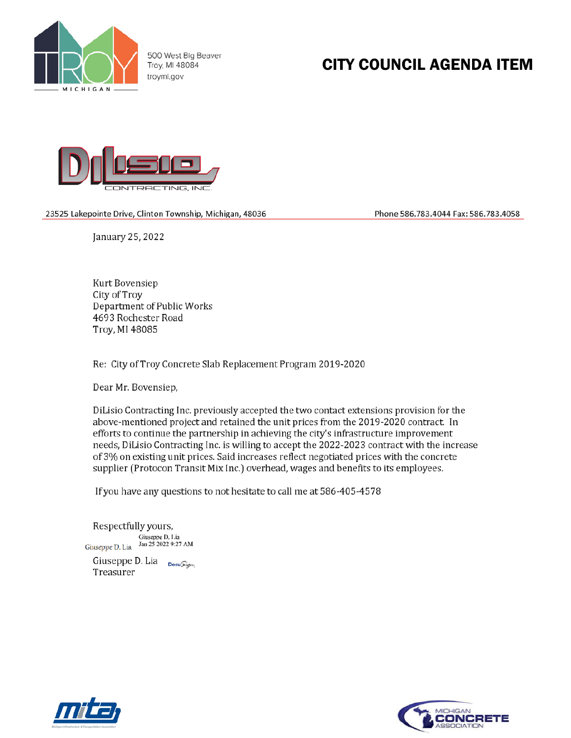CITY COUNCIL AGENDA ITEM

DiLisio CONTRACTING, INC.

23525 Lakepointe Drive, Clinton Township, Michigan, 48036 Phone 586.783.4044 Fax: 586.783.4058

January 25, 2022

Kurt Bovensiep
City of Troy
Department of Public Works
4693 Rochester Road
Troy, MI 48085

Re: City of Troy Concrete Slab Replacement Program 2019-2020

Dear Mr. Bovensiep,

DiLisio Contracting Inc. previously accepted the two contact extensions provision for the above-mentioned project and retained the unit prices from the 2019-2020 contract. In efforts to continue the partnership in achieving the city's infrastructure improvement needs, DiLisio Contracting Inc. is willing to accept the 2022-2023 contract with the increase of 3% on existing unit prices. Said increases reflect negotiated prices with the concrete supplier (Protocon Transit Mix Inc.) overhead, wages and benefits to its employees.

If you have any questions to not hesitate to call me at 586-405-4578

Respectfully yours,

Giuseppe D. Lia
Jan 25 2022 9:27 AM

Giuseppe D. Lia
Treasurer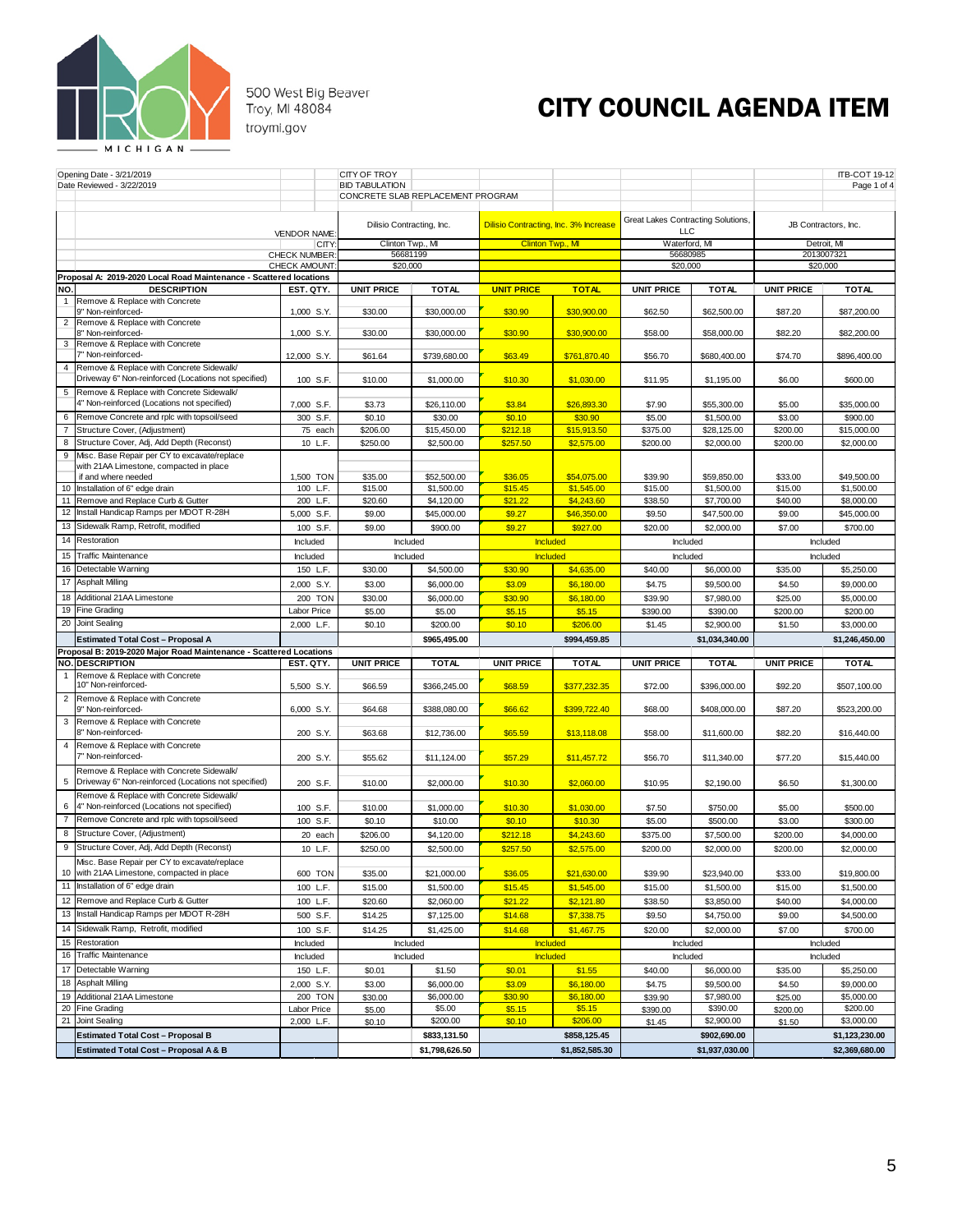500 West Big Beaver
Troy, MI 48084
troymi.gov

# CITY COUNCIL AGENDA ITEM

Opening Date - 3/21/2019
Date Reviewed - 3/22/2019

CITY OF TROY
BID TABULATION
CONCRETE SLAB REPLACEMENT PROGRAM

ITB-COT 19-12
Page 1 of 4

| NO. | DESCRIPTION | EST. QTY. | Dilisio Contracting, Inc. | | Dilisio Contracting, Inc. 3% Increase | | Great Lakes Contracting Solutions, LLC | | JB Contractors, Inc. | |
|---|---|---|---|---|---|---|---|---|---|---|
| | VENDOR NAME: | | Dilisio Contracting, Inc. | | Dilisio Contracting, Inc. 3% Increase | | Great Lakes Contracting Solutions, LLC | | JB Contractors, Inc. | |
| | CITY: | | Clinton Twp., MI | | Clinton Twp., MI | | Waterford, MI | | Detroit, MI | |
| | CHECK NUMBER: | | 56681199 | | | | 56680985 | | 2013007321 | |
| | CHECK AMOUNT: | | $20,000 | | | | $20,000 | | $20,000 | |
| | **Proposal A: 2019-2020 Local Road Maintenance - Scattered locations** | | | | | | | | | |
| **NO.** | **DESCRIPTION** | **EST. QTY.** | **UNIT PRICE** | **TOTAL** | **UNIT PRICE** | **TOTAL** | **UNIT PRICE** | **TOTAL** | **UNIT PRICE** | **TOTAL** |
| 1 | Remove & Replace with Concrete 9" Non-reinforced- | 1,000 S.Y. | $30.00 | $30,000.00 | $30.90 | $30,900.00 | $62.50 | $62,500.00 | $87.20 | $87,200.00 |
| 2 | Remove & Replace with Concrete 8" Non-reinforced- | 1,000 S.Y. | $30.00 | $30,000.00 | $30.90 | $30,900.00 | $58.00 | $58,000.00 | $82.20 | $82,200.00 |
| 3 | Remove & Replace with Concrete 7" Non-reinforced- | 12,000 S.Y. | $61.64 | $739,680.00 | $63.49 | $761,870.40 | $56.70 | $680,400.00 | $74.70 | $896,400.00 |
| 4 | Remove & Replace with Concrete Sidewalk/ Driveway 6" Non-reinforced (Locations not specified) | 100 S.F. | $10.00 | $1,000.00 | $10.30 | $1,030.00 | $11.95 | $1,195.00 | $6.00 | $600.00 |
| 5 | Remove & Replace with Concrete Sidewalk/ 4" Non-reinforced (Locations not specified) | 7,000 S.F. | $3.73 | $26,110.00 | $3.84 | $26,893.30 | $7.90 | $55,300.00 | $5.00 | $35,000.00 |
| 6 | Remove Concrete and rplc with topsoil/seed | 300 S.F. | $0.10 | $30.00 | $0.10 | $30.90 | $5.00 | $1,500.00 | $3.00 | $900.00 |
| 7 | Structure Cover, (Adjustment) | 75 each | $206.00 | $15,450.00 | $212.18 | $15,913.50 | $375.00 | $28,125.00 | $200.00 | $15,000.00 |
| 8 | Structure Cover, Adj, Add Depth (Reconst) | 10 L.F. | $250.00 | $2,500.00 | $257.50 | $2,575.00 | $200.00 | $2,000.00 | $200.00 | $2,000.00 |
| 9 | Misc. Base Repair per CY to excavate/replace with 21AA Limestone, compacted in place if and where needed | 1,500 TON | $35.00 | $52,500.00 | $36.05 | $54,075.00 | $39.90 | $59,850.00 | $33.00 | $49,500.00 |
| 10 | Installation of 6" edge drain | 100 L.F. | $15.00 | $1,500.00 | $15.45 | $1,545.00 | $15.00 | $1,500.00 | $15.00 | $1,500.00 |
| 11 | Remove and Replace Curb & Gutter | 200 L.F. | $20.60 | $4,120.00 | $21.22 | $4,243.60 | $38.50 | $7,700.00 | $40.00 | $8,000.00 |
| 12 | Install Handicap Ramps per MDOT R-28H | 5,000 S.F. | $9.00 | $45,000.00 | $9.27 | $46,350.00 | $9.50 | $47,500.00 | $9.00 | $45,000.00 |
| 13 | Sidewalk Ramp, Retrofit, modified | 100 S.F. | $9.00 | $900.00 | $9.27 | $927.00 | $20.00 | $2,000.00 | $7.00 | $700.00 |
| 14 | Restoration | Included | Included | | Included | | Included | | Included | |
| 15 | Traffic Maintenance | Included | Included | | Included | | Included | | Included | |
| 16 | Detectable Warning | 150 L.F. | $30.00 | $4,500.00 | $30.90 | $4,635.00 | $40.00 | $6,000.00 | $35.00 | $5,250.00 |
| 17 | Asphalt Milling | 2,000 S.Y. | $3.00 | $6,000.00 | $3.09 | $6,180.00 | $4.75 | $9,500.00 | $4.50 | $9,000.00 |
| 18 | Additional 21AA Limestone | 200 TON | $30.00 | $6,000.00 | $30.90 | $6,180.00 | $39.90 | $7,980.00 | $25.00 | $5,000.00 |
| 19 | Fine Grading | Labor Price | $5.00 | $5.00 | $5.15 | $5.15 | $390.00 | $390.00 | $200.00 | $200.00 |
| 20 | Joint Sealing | 2,000 L.F. | $0.10 | $200.00 | $0.10 | $206.00 | $1.45 | $2,900.00 | $1.50 | $3,000.00 |
| | **Estimated Total Cost – Proposal A** | | | **$965,495.00** | | **$994,459.85** | | **$1,034,340.00** | | **$1,246,450.00** |
| | **Proposal B: 2019-2020 Major Road Maintenance - Scattered Locations** | | | | | | | | | |
| **NO.** | **DESCRIPTION** | **EST. QTY.** | **UNIT PRICE** | **TOTAL** | **UNIT PRICE** | **TOTAL** | **UNIT PRICE** | **TOTAL** | **UNIT PRICE** | **TOTAL** |
| 1 | Remove & Replace with Concrete 10" Non-reinforced- | 5,500 S.Y. | $66.59 | $366,245.00 | $68.59 | $377,232.35 | $72.00 | $396,000.00 | $92.20 | $507,100.00 |
| 2 | Remove & Replace with Concrete 9" Non-reinforced- | 6,000 S.Y. | $64.68 | $388,080.00 | $66.62 | $399,722.40 | $68.00 | $408,000.00 | $87.20 | $523,200.00 |
| 3 | Remove & Replace with Concrete 8" Non-reinforced- | 200 S.Y. | $63.68 | $12,736.00 | $65.59 | $13,118.08 | $58.00 | $11,600.00 | $82.20 | $16,440.00 |
| 4 | Remove & Replace with Concrete 7" Non-reinforced- | 200 S.Y. | $55.62 | $11,124.00 | $57.29 | $11,457.72 | $56.70 | $11,340.00 | $77.20 | $15,440.00 |
| 5 | Remove & Replace with Concrete Sidewalk/ Driveway 6" Non-reinforced (Locations not specified) | 200 S.F. | $10.00 | $2,000.00 | $10.30 | $2,060.00 | $10.95 | $2,190.00 | $6.50 | $1,300.00 |
| 6 | Remove & Replace with Concrete Sidewalk/ 4" Non-reinforced (Locations not specified) | 100 S.F. | $10.00 | $1,000.00 | $10.30 | $1,030.00 | $7.50 | $750.00 | $5.00 | $500.00 |
| 7 | Remove Concrete and rplc with topsoil/seed | 100 S.F. | $0.10 | $10.00 | $0.10 | $10.30 | $5.00 | $500.00 | $3.00 | $300.00 |
| 8 | Structure Cover, (Adjustment) | 20 each | $206.00 | $4,120.00 | $212.18 | $4,243.60 | $375.00 | $7,500.00 | $200.00 | $4,000.00 |
| 9 | Structure Cover, Adj, Add Depth (Reconst) | 10 L.F. | $250.00 | $2,500.00 | $257.50 | $2,575.00 | $200.00 | $2,000.00 | $200.00 | $2,000.00 |
| 10 | Misc. Base Repair per CY to excavate/replace with 21AA Limestone, compacted in place | 600 TON | $35.00 | $21,000.00 | $36.05 | $21,630.00 | $39.90 | $23,940.00 | $33.00 | $19,800.00 |
| 11 | Installation of 6" edge drain | 100 L.F. | $15.00 | $1,500.00 | $15.45 | $1,545.00 | $15.00 | $1,500.00 | $15.00 | $1,500.00 |
| 12 | Remove and Replace Curb & Gutter | 100 L.F. | $20.60 | $2,060.00 | $21.22 | $2,121.80 | $38.50 | $3,850.00 | $40.00 | $4,000.00 |
| 13 | Install Handicap Ramps per MDOT R-28H | 500 S.F. | $14.25 | $7,125.00 | $14.68 | $7,338.75 | $9.50 | $4,750.00 | $9.00 | $4,500.00 |
| 14 | Sidewalk Ramp, Retrofit, modified | 100 S.F. | $14.25 | $1,425.00 | $14.68 | $1,467.75 | $20.00 | $2,000.00 | $7.00 | $700.00 |
| 15 | Restoration | Included | Included | | Included | | Included | | Included | |
| 16 | Traffic Maintenance | Included | Included | | Included | | Included | | Included | |
| 17 | Detectable Warning | 150 L.F. | $0.01 | $1.50 | $0.01 | $1.55 | $40.00 | $6,000.00 | $35.00 | $5,250.00 |
| 18 | Asphalt Milling | 2,000 S.Y. | $3.00 | $6,000.00 | $3.09 | $6,180.00 | $4.75 | $9,500.00 | $4.50 | $9,000.00 |
| 19 | Additional 21AA Limestone | 200 TON | $30.00 | $6,000.00 | $30.90 | $6,180.00 | $39.90 | $7,980.00 | $25.00 | $5,000.00 |
| 20 | Fine Grading | Labor Price | $5.00 | $5.00 | $5.15 | $5.15 | $390.00 | $390.00 | $200.00 | $200.00 |
| 21 | Joint Sealing | 2,000 L.F. | $0.10 | $200.00 | $0.10 | $206.00 | $1.45 | $2,900.00 | $1.50 | $3,000.00 |
| | **Estimated Total Cost – Proposal B** | | | **$833,131.50** | | **$858,125.45** | | **$902,690.00** | | **$1,123,230.00** |
| | **Estimated Total Cost – Proposal A & B** | | | **$1,798,626.50** | | **$1,852,585.30** | | **$1,937,030.00** | | **$2,369,680.00** |